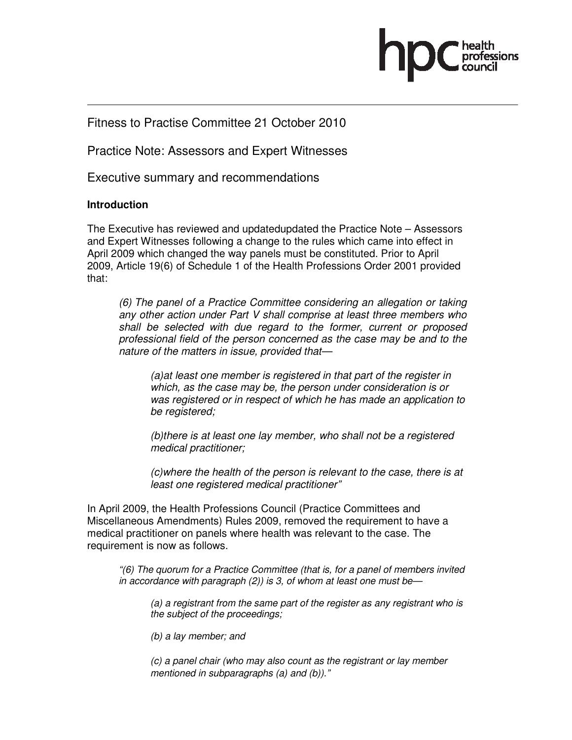Fitness to Practise Committee 21 October 2010

Practice Note: Assessors and Expert Witnesses

Executive summary and recommendations

**Introduction**

The Executive has reviewed and updatedupdated the Practice Note – Assessors and Expert Witnesses following a change to the rules which came into effect in April 2009 which changed the way panels must be constituted. Prior to April 2009, Article 19(6) of Schedule 1 of the Health Professions Order 2001 provided that:

> *(6) The panel of a Practice Committee considering an allegation or taking any other action under Part V shall comprise at least three members who shall be selected with due regard to the former, current or proposed professional field of the person concerned as the case may be and to the nature of the matters in issue, provided that—*
>
> > *(a)at least one member is registered in that part of the register in which, as the case may be, the person under consideration is or was registered or in respect of which he has made an application to be registered;*
> >
> > *(b)there is at least one lay member, who shall not be a registered medical practitioner;*
> >
> > *(c)where the health of the person is relevant to the case, there is at least one registered medical practitioner"*

In April 2009, the Health Professions Council (Practice Committees and Miscellaneous Amendments) Rules 2009, removed the requirement to have a medical practitioner on panels where health was relevant to the case. The requirement is now as follows.

> *"(6) The quorum for a Practice Committee (that is, for a panel of members invited in accordance with paragraph (2)) is 3, of whom at least one must be—*
>
> > *(a) a registrant from the same part of the register as any registrant who is the subject of the proceedings;*
> >
> > *(b) a lay member; and*
> >
> > *(c) a panel chair (who may also count as the registrant or lay member mentioned in subparagraphs (a) and (b))."*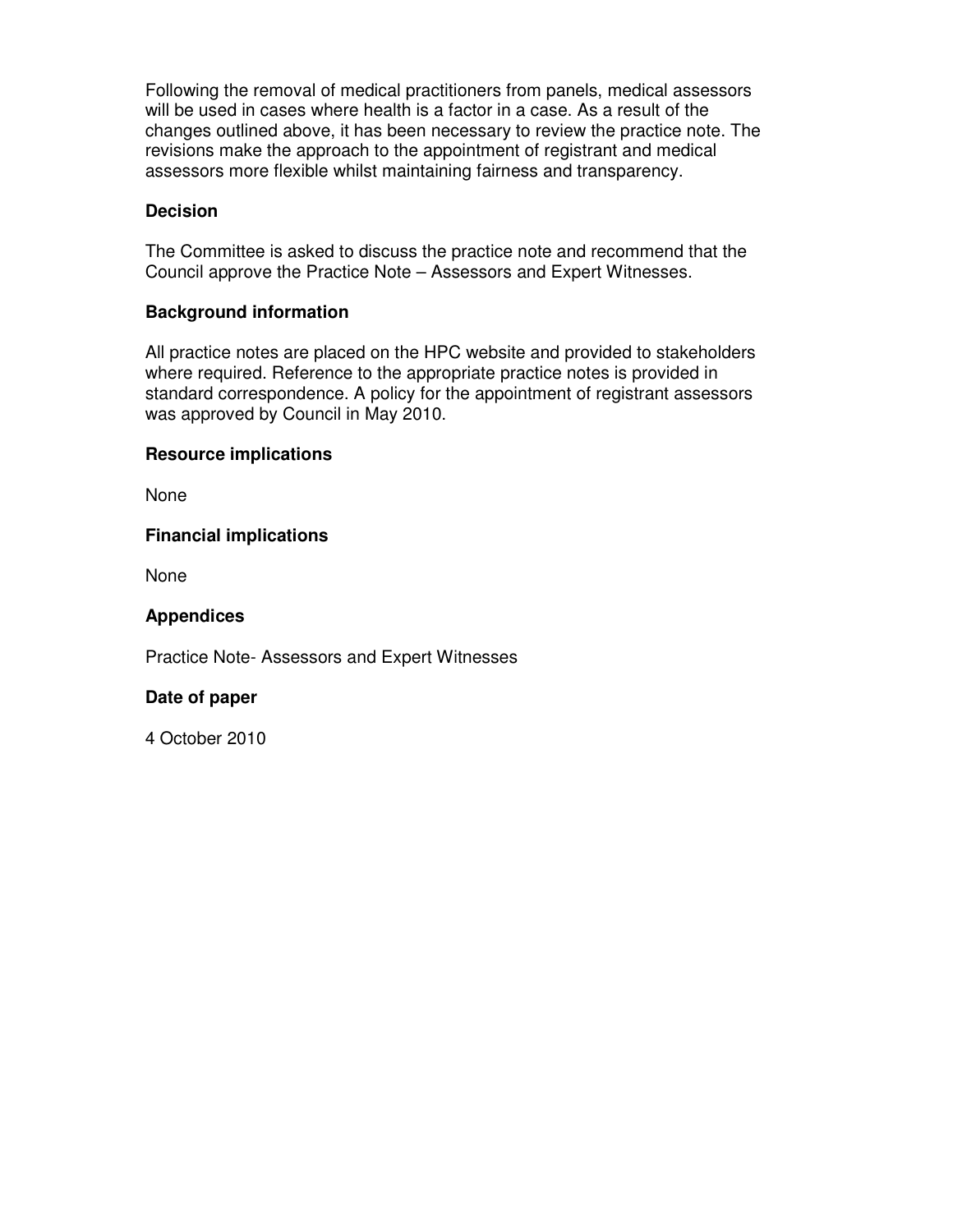Following the removal of medical practitioners from panels, medical assessors will be used in cases where health is a factor in a case. As a result of the changes outlined above, it has been necessary to review the practice note. The revisions make the approach to the appointment of registrant and medical assessors more flexible whilst maintaining fairness and transparency.

**Decision**

The Committee is asked to discuss the practice note and recommend that the Council approve the Practice Note – Assessors and Expert Witnesses.

**Background information**

All practice notes are placed on the HPC website and provided to stakeholders where required. Reference to the appropriate practice notes is provided in standard correspondence. A policy for the appointment of registrant assessors was approved by Council in May 2010.

**Resource implications**

None

**Financial implications**

None

**Appendices**

Practice Note- Assessors and Expert Witnesses

**Date of paper**

4 October 2010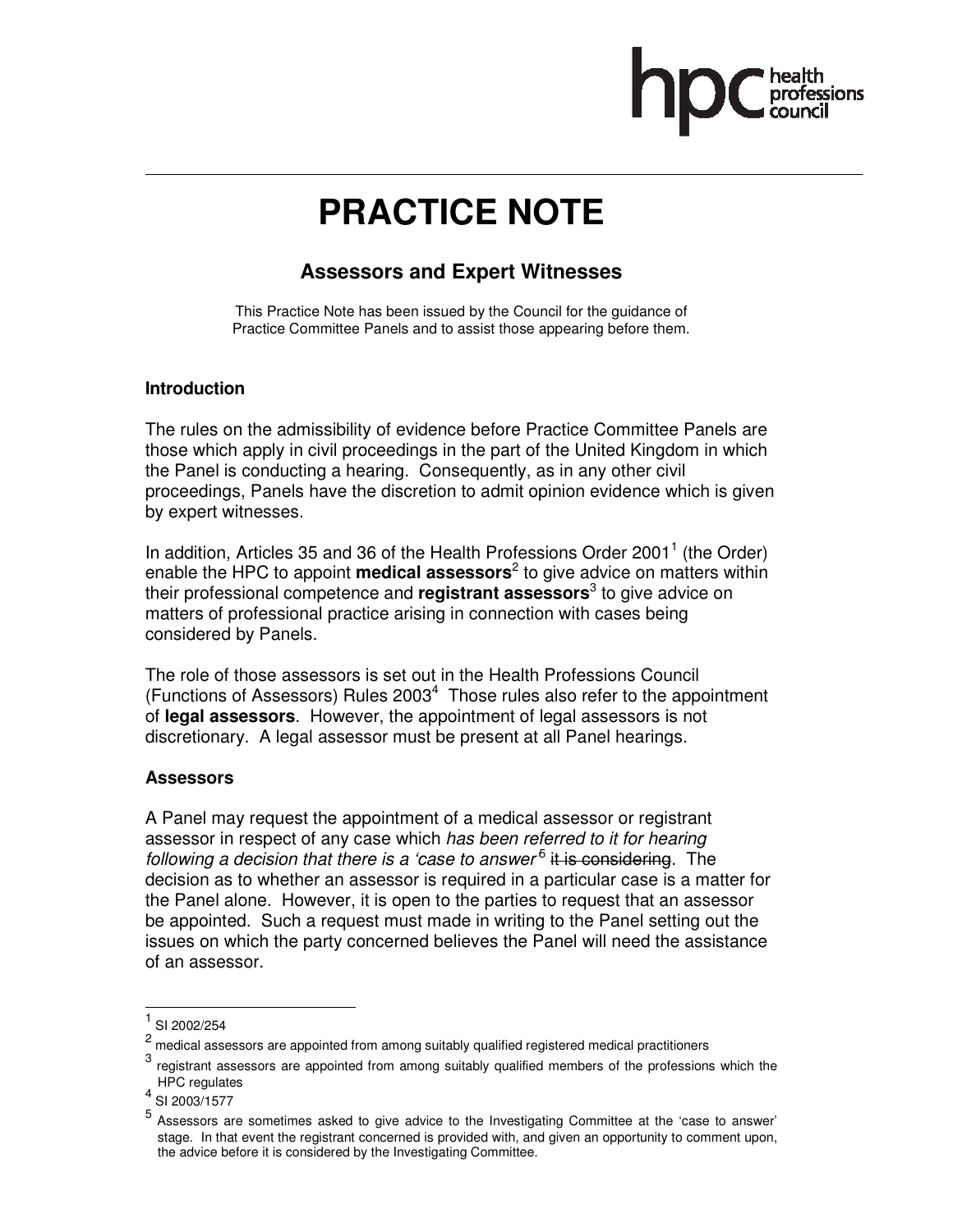# PRACTICE NOTE

## Assessors and Expert Witnesses

This Practice Note has been issued by the Council for the guidance of Practice Committee Panels and to assist those appearing before them.

### Introduction

The rules on the admissibility of evidence before Practice Committee Panels are those which apply in civil proceedings in the part of the United Kingdom in which the Panel is conducting a hearing. Consequently, as in any other civil proceedings, Panels have the discretion to admit opinion evidence which is given by expert witnesses.

In addition, Articles 35 and 36 of the Health Professions Order 2001[1] (the Order) enable the HPC to appoint **medical assessors**[2] to give advice on matters within their professional competence and **registrant assessors**[3] to give advice on matters of professional practice arising in connection with cases being considered by Panels.

The role of those assessors is set out in the Health Professions Council (Functions of Assessors) Rules 2003[4] Those rules also refer to the appointment of **legal assessors**. However, the appointment of legal assessors is not discretionary. A legal assessor must be present at all Panel hearings.

### Assessors

A Panel may request the appointment of a medical assessor or registrant assessor in respect of any case which *has been referred to it for hearing following a decision that there is a 'case to answer'*[5] ~~it is considering~~. The decision as to whether an assessor is required in a particular case is a matter for the Panel alone. However, it is open to the parties to request that an assessor be appointed. Such a request must made in writing to the Panel setting out the issues on which the party concerned believes the Panel will need the assistance of an assessor.

---

[1] SI 2002/254

[2] medical assessors are appointed from among suitably qualified registered medical practitioners

[3] registrant assessors are appointed from among suitably qualified members of the professions which the HPC regulates

[4] SI 2003/1577

[5] Assessors are sometimes asked to give advice to the Investigating Committee at the 'case to answer' stage. In that event the registrant concerned is provided with, and given an opportunity to comment upon, the advice before it is considered by the Investigating Committee.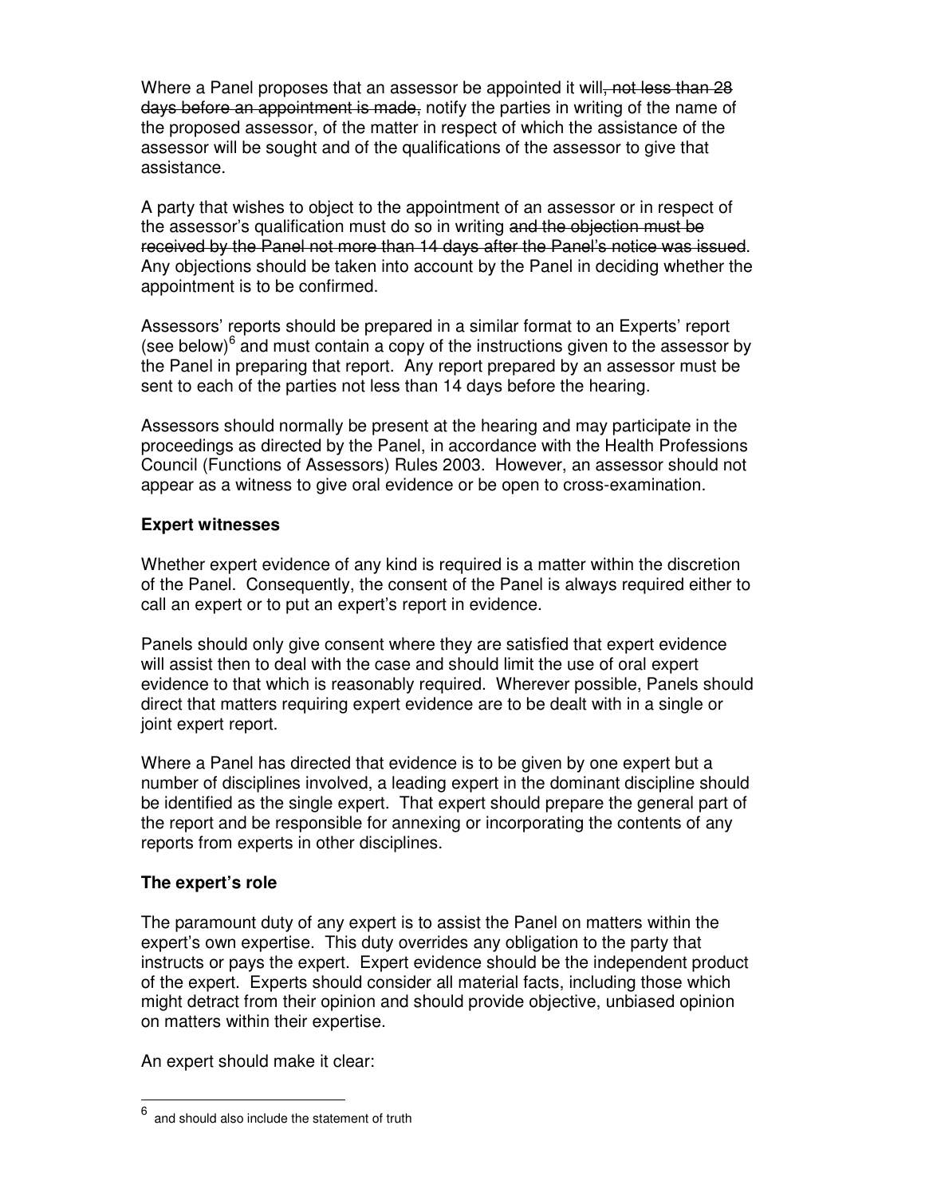Where a Panel proposes that an assessor be appointed it will~~, not less than 28 days before an appointment is made,~~ notify the parties in writing of the name of the proposed assessor, of the matter in respect of which the assistance of the assessor will be sought and of the qualifications of the assessor to give that assistance.

A party that wishes to object to the appointment of an assessor or in respect of the assessor's qualification must do so in writing ~~and the objection must be received by the Panel not more than 14 days after the Panel's notice was issued~~. Any objections should be taken into account by the Panel in deciding whether the appointment is to be confirmed.

Assessors' reports should be prepared in a similar format to an Experts' report (see below)[6] and must contain a copy of the instructions given to the assessor by the Panel in preparing that report. Any report prepared by an assessor must be sent to each of the parties not less than 14 days before the hearing.

Assessors should normally be present at the hearing and may participate in the proceedings as directed by the Panel, in accordance with the Health Professions Council (Functions of Assessors) Rules 2003. However, an assessor should not appear as a witness to give oral evidence or be open to cross-examination.

### Expert witnesses

Whether expert evidence of any kind is required is a matter within the discretion of the Panel. Consequently, the consent of the Panel is always required either to call an expert or to put an expert's report in evidence.

Panels should only give consent where they are satisfied that expert evidence will assist then to deal with the case and should limit the use of oral expert evidence to that which is reasonably required. Wherever possible, Panels should direct that matters requiring expert evidence are to be dealt with in a single or joint expert report.

Where a Panel has directed that evidence is to be given by one expert but a number of disciplines involved, a leading expert in the dominant discipline should be identified as the single expert. That expert should prepare the general part of the report and be responsible for annexing or incorporating the contents of any reports from experts in other disciplines.

### The expert's role

The paramount duty of any expert is to assist the Panel on matters within the expert's own expertise. This duty overrides any obligation to the party that instructs or pays the expert. Expert evidence should be the independent product of the expert. Experts should consider all material facts, including those which might detract from their opinion and should provide objective, unbiased opinion on matters within their expertise.

An expert should make it clear:

---

[6] and should also include the statement of truth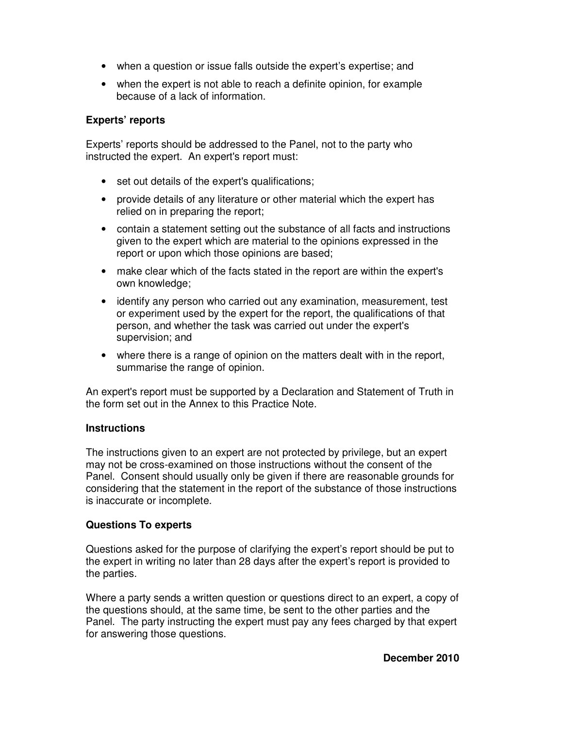- when a question or issue falls outside the expert's expertise; and
- when the expert is not able to reach a definite opinion, for example because of a lack of information.

**Experts' reports**

Experts' reports should be addressed to the Panel, not to the party who instructed the expert. An expert's report must:

- set out details of the expert's qualifications;
- provide details of any literature or other material which the expert has relied on in preparing the report;
- contain a statement setting out the substance of all facts and instructions given to the expert which are material to the opinions expressed in the report or upon which those opinions are based;
- make clear which of the facts stated in the report are within the expert's own knowledge;
- identify any person who carried out any examination, measurement, test or experiment used by the expert for the report, the qualifications of that person, and whether the task was carried out under the expert's supervision; and
- where there is a range of opinion on the matters dealt with in the report, summarise the range of opinion.

An expert's report must be supported by a Declaration and Statement of Truth in the form set out in the Annex to this Practice Note.

**Instructions**

The instructions given to an expert are not protected by privilege, but an expert may not be cross-examined on those instructions without the consent of the Panel. Consent should usually only be given if there are reasonable grounds for considering that the statement in the report of the substance of those instructions is inaccurate or incomplete.

**Questions To experts**

Questions asked for the purpose of clarifying the expert's report should be put to the expert in writing no later than 28 days after the expert's report is provided to the parties.

Where a party sends a written question or questions direct to an expert, a copy of the questions should, at the same time, be sent to the other parties and the Panel. The party instructing the expert must pay any fees charged by that expert for answering those questions.

**December 2010**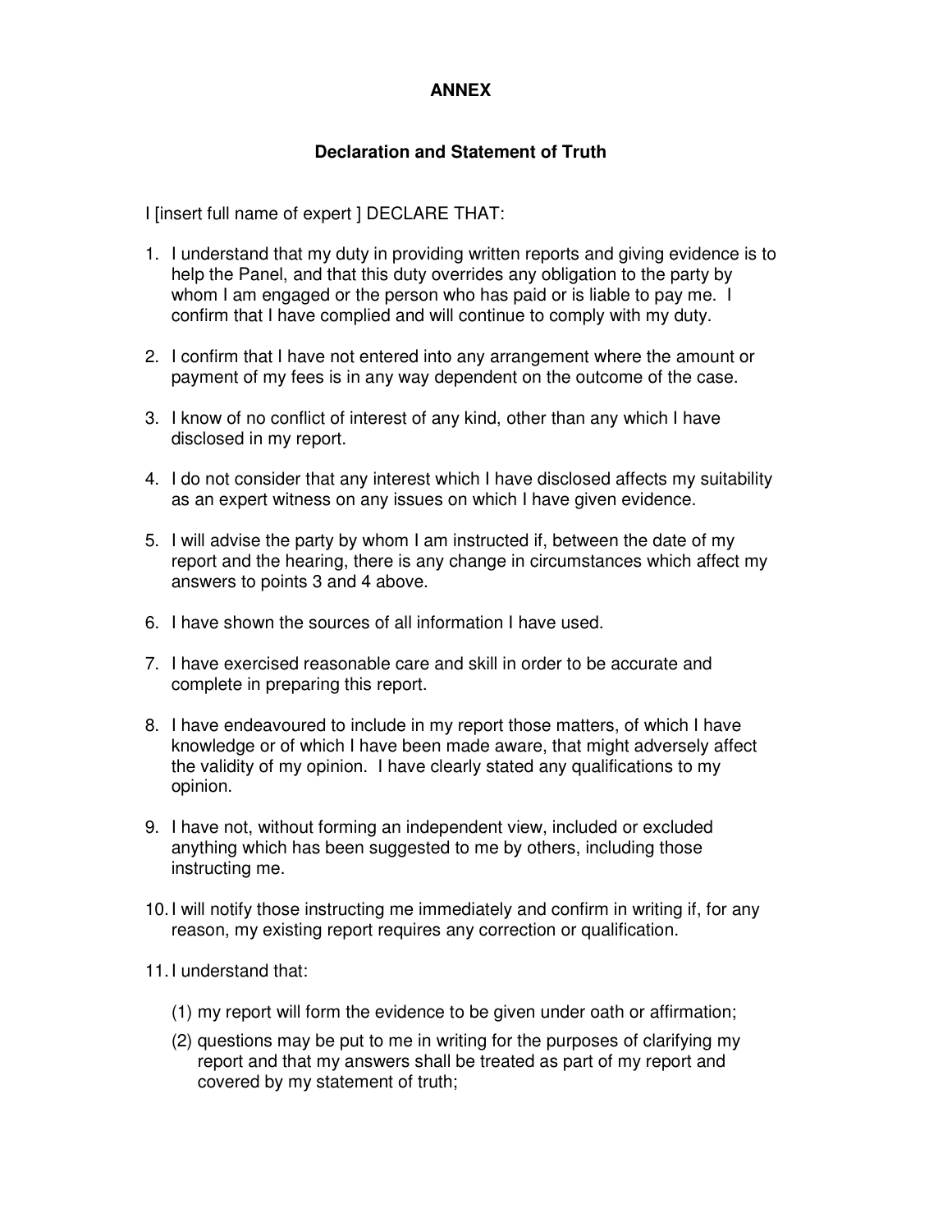# ANNEX

## Declaration and Statement of Truth

I [insert full name of expert ] DECLARE THAT:

1. I understand that my duty in providing written reports and giving evidence is to help the Panel, and that this duty overrides any obligation to the party by whom I am engaged or the person who has paid or is liable to pay me. I confirm that I have complied and will continue to comply with my duty.

2. I confirm that I have not entered into any arrangement where the amount or payment of my fees is in any way dependent on the outcome of the case.

3. I know of no conflict of interest of any kind, other than any which I have disclosed in my report.

4. I do not consider that any interest which I have disclosed affects my suitability as an expert witness on any issues on which I have given evidence.

5. I will advise the party by whom I am instructed if, between the date of my report and the hearing, there is any change in circumstances which affect my answers to points 3 and 4 above.

6. I have shown the sources of all information I have used.

7. I have exercised reasonable care and skill in order to be accurate and complete in preparing this report.

8. I have endeavoured to include in my report those matters, of which I have knowledge or of which I have been made aware, that might adversely affect the validity of my opinion. I have clearly stated any qualifications to my opinion.

9. I have not, without forming an independent view, included or excluded anything which has been suggested to me by others, including those instructing me.

10. I will notify those instructing me immediately and confirm in writing if, for any reason, my existing report requires any correction or qualification.

11. I understand that:

    (1) my report will form the evidence to be given under oath or affirmation;

    (2) questions may be put to me in writing for the purposes of clarifying my report and that my answers shall be treated as part of my report and covered by my statement of truth;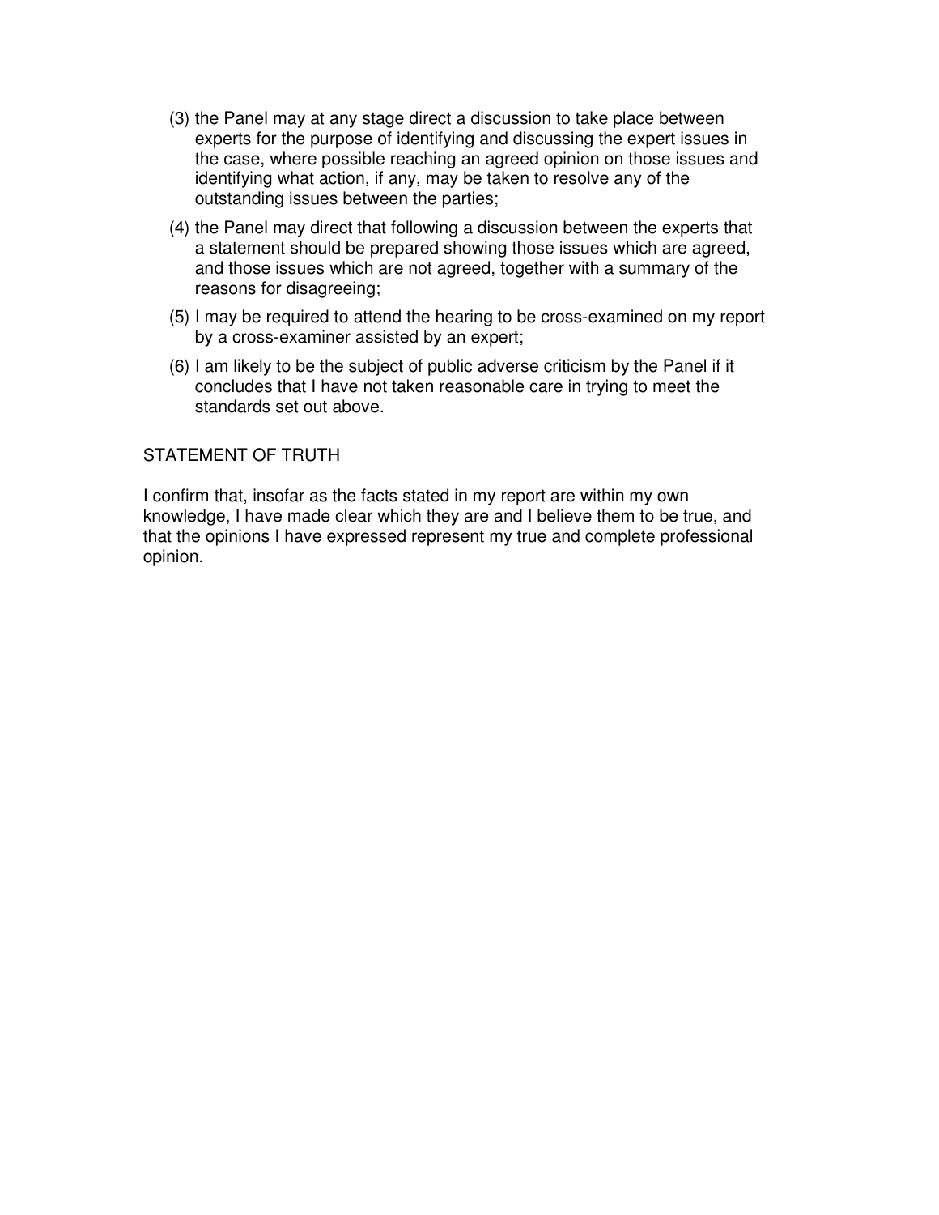(3) the Panel may at any stage direct a discussion to take place between experts for the purpose of identifying and discussing the expert issues in the case, where possible reaching an agreed opinion on those issues and identifying what action, if any, may be taken to resolve any of the outstanding issues between the parties;

(4) the Panel may direct that following a discussion between the experts that a statement should be prepared showing those issues which are agreed, and those issues which are not agreed, together with a summary of the reasons for disagreeing;

(5) I may be required to attend the hearing to be cross-examined on my report by a cross-examiner assisted by an expert;

(6) I am likely to be the subject of public adverse criticism by the Panel if it concludes that I have not taken reasonable care in trying to meet the standards set out above.

STATEMENT OF TRUTH

I confirm that, insofar as the facts stated in my report are within my own knowledge, I have made clear which they are and I believe them to be true, and that the opinions I have expressed represent my true and complete professional opinion.